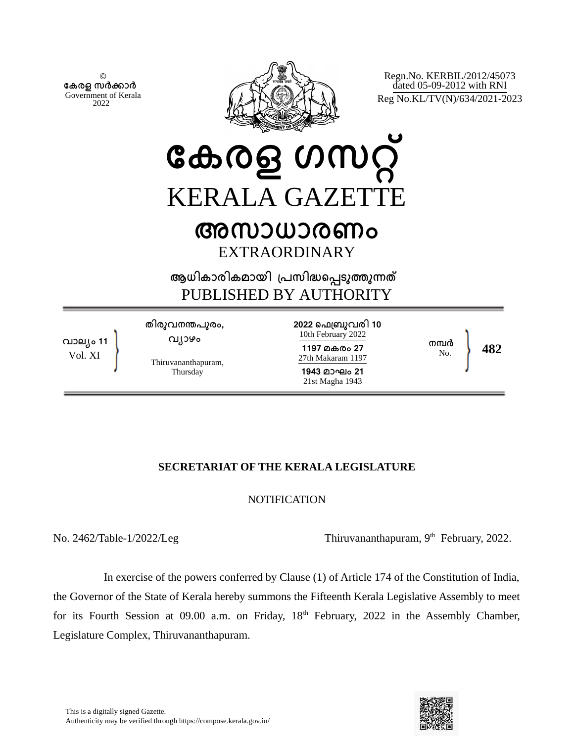©
കേരള സർക്കാർ
Government of Kerala
2022

Regn.No. KERBIL/2012/45073
dated 05-09-2012 with RNI
Reg No.KL/TV(N)/634/2021-2023

# കേരള ഗസറ്റ്
# KERALA GAZETTE
## അസാധാരണം
## EXTRAORDINARY

ആധികാരികമായി പ്രസിദ്ധപ്പെടുത്തുന്നത്
PUBLISHED BY AUTHORITY

| വാല്യം 11 Vol. XI | തിരുവനന്തപുരം, വ്യാഴം Thiruvananthapuram, Thursday | 2022 ഫെബ്രുവരി 10 10th February 2022 1197 മകരം 27 27th Makaram 1197 1943 മാഘം 21 21st Magha 1943 | നമ്പർ No. 482 |
|---|---|---|---|

### SECRETARIAT OF THE KERALA LEGISLATURE

NOTIFICATION

No. 2462/Table-1/2022/Leg                                        Thiruvananthapuram, 9th February, 2022.

In exercise of the powers conferred by Clause (1) of Article 174 of the Constitution of India, the Governor of the State of Kerala hereby summons the Fifteenth Kerala Legislative Assembly to meet for its Fourth Session at 09.00 a.m. on Friday, 18th February, 2022 in the Assembly Chamber, Legislature Complex, Thiruvananthapuram.

This is a digitally signed Gazette.
Authenticity may be verified through https://compose.kerala.gov.in/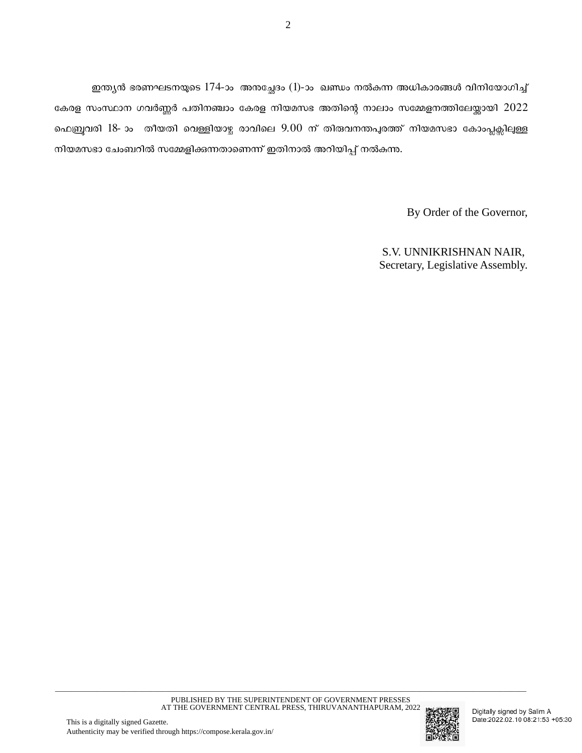ഇന്ത്യൻ ഭരണഘടനയുടെ 174-ാം അനുച്ഛേദം (1)-ാം ഖണ്ഡം നൽകുന്ന അധികാരങ്ങൾ വിനിയോഗിച്ച് കേരള സംസ്ഥാന ഗവർണ്ണർ പതിനഞ്ചാം കേരള നിയമസഭ അതിന്റെ നാലാം സമ്മേളനത്തിലേയ്ക്കായി 2022 ഫെബ്രുവരി 18- ാം തീയതി വെള്ളിയാഴ്ച രാവിലെ 9.00 ന് തിരുവനന്തപുരത്ത് നിയമസഭാ കോംപ്ലക്സിലുള്ള നിയമസഭാ ചേംബറിൽ സമ്മേളിക്കുന്നതാണെന്ന് ഇതിനാൽ അറിയിപ്പ് നൽകുന്നു.

By Order of the Governor,

S.V. UNNIKRISHNAN NAIR,
Secretary, Legislative Assembly.

PUBLISHED BY THE SUPERINTENDENT OF GOVERNMENT PRESSES
AT THE GOVERNMENT CENTRAL PRESS, THIRUVANANTHAPURAM, 2022

This is a digitally signed Gazette.
Authenticity may be verified through https://compose.kerala.gov.in/

Digitally signed by Salim A
Date:2022.02.10 08:21:53 +05:30